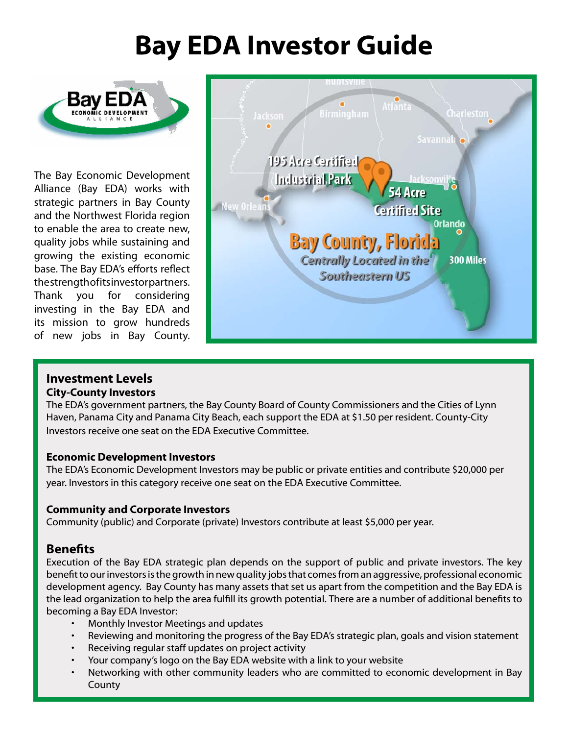# Bay EDA Investor Guide

The Bay Economic Development Alliance (Bay EDA) works with strategic partners in Bay County and the Northwest Florida region to enable the area to create new, quality jobs while sustaining and growing the existing economic base. The Bay EDA's efforts reflect the strength of its investor partners. Thank you for considering investing in the Bay EDA and its mission to grow hundreds of new jobs in Bay County.

## Investment Levels

### City-County Investors

The EDA's government partners, the Bay County Board of County Commissioners and the Cities of Lynn Haven, Panama City and Panama City Beach, each support the EDA at $1.50 per resident. County-City Investors receive one seat on the EDA Executive Committee.

### Economic Development Investors

The EDA's Economic Development Investors may be public or private entities and contribute $20,000 per year. Investors in this category receive one seat on the EDA Executive Committee.

### Community and Corporate Investors

Community (public) and Corporate (private) Investors contribute at least $5,000 per year.

## Benefits

Execution of the Bay EDA strategic plan depends on the support of public and private investors. The key benefit to our investors is the growth in new quality jobs that comes from an aggressive, professional economic development agency. Bay County has many assets that set us apart from the competition and the Bay EDA is the lead organization to help the area fulfill its growth potential. There are a number of additional benefits to becoming a Bay EDA Investor:

- Monthly Investor Meetings and updates
- Reviewing and monitoring the progress of the Bay EDA's strategic plan, goals and vision statement
- Receiving regular staff updates on project activity
- Your company's logo on the Bay EDA website with a link to your website
- Networking with other community leaders who are committed to economic development in Bay County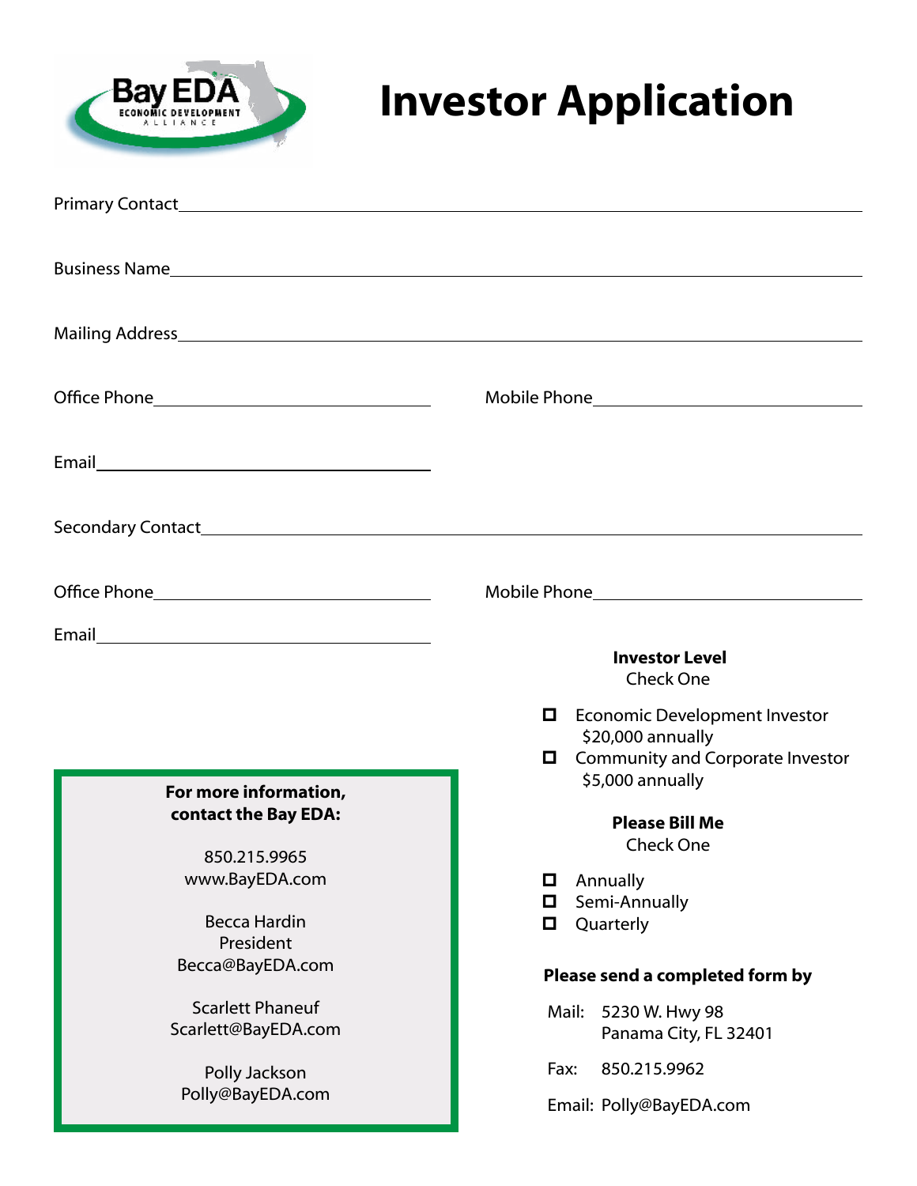# Investor Application

Primary Contact\_\_\_\_\_\_\_\_\_\_\_\_\_\_\_\_\_\_\_\_\_\_\_\_\_\_\_\_\_\_\_\_\_\_\_\_\_\_\_\_

Business Name\_\_\_\_\_\_\_\_\_\_\_\_\_\_\_\_\_\_\_\_\_\_\_\_\_\_\_\_\_\_\_\_\_\_\_\_\_\_\_\_

Mailing Address\_\_\_\_\_\_\_\_\_\_\_\_\_\_\_\_\_\_\_\_\_\_\_\_\_\_\_\_\_\_\_\_\_\_\_\_\_\_\_\_

Office Phone\_\_\_\_\_\_\_\_\_\_\_\_\_\_\_\_\_\_\_\_ Mobile Phone\_\_\_\_\_\_\_\_\_\_\_\_\_\_\_\_\_\_\_\_

Email\_\_\_\_\_\_\_\_\_\_\_\_\_\_\_\_\_\_\_\_\_\_\_\_\_\_\_\_

Secondary Contact\_\_\_\_\_\_\_\_\_\_\_\_\_\_\_\_\_\_\_\_\_\_\_\_\_\_\_\_\_\_\_\_\_\_\_\_\_\_\_\_

Office Phone\_\_\_\_\_\_\_\_\_\_\_\_\_\_\_\_\_\_\_\_ Mobile Phone\_\_\_\_\_\_\_\_\_\_\_\_\_\_\_\_\_\_\_\_

Email\_\_\_\_\_\_\_\_\_\_\_\_\_\_\_\_\_\_\_\_\_\_\_\_\_\_\_\_

**Investor Level**
Check One

- ☐ Economic Development Investor
  $20,000 annually
- ☐ Community and Corporate Investor
  $5,000 annually

**Please Bill Me**
Check One

- ☐ Annually
- ☐ Semi-Annually
- ☐ Quarterly

**Please send a completed form by**

Mail: 5230 W. Hwy 98
Panama City, FL 32401

Fax: 850.215.9962

Email: Polly@BayEDA.com

**For more information, contact the Bay EDA:**

850.215.9965
www.BayEDA.com

Becca Hardin
President
Becca@BayEDA.com

Scarlett Phaneuf
Scarlett@BayEDA.com

Polly Jackson
Polly@BayEDA.com